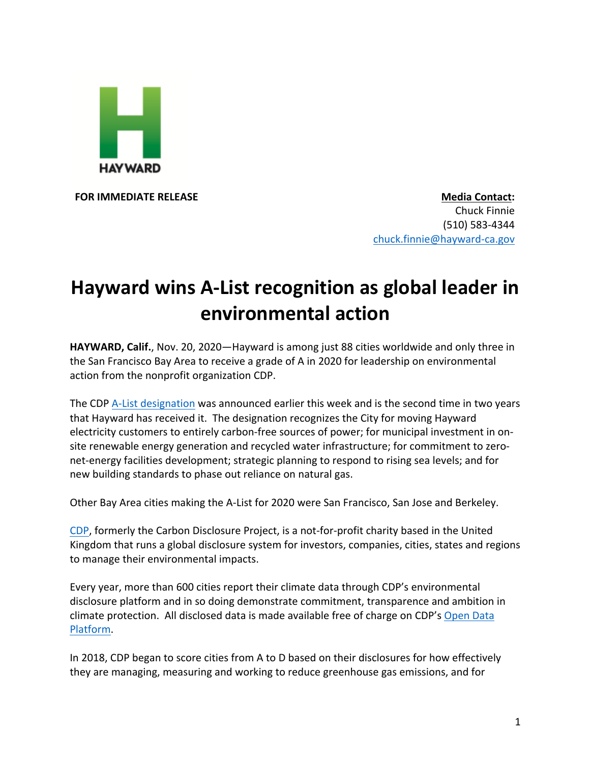HAYWARD

**FOR IMMEDIATE RELEASE**

**Media Contact:**
Chuck Finnie
(510) 583-4344
chuck.finnie@hayward-ca.gov

# Hayward wins A-List recognition as global leader in environmental action

**HAYWARD, Calif.**, Nov. 20, 2020—Hayward is among just 88 cities worldwide and only three in the San Francisco Bay Area to receive a grade of A in 2020 for leadership on environmental action from the nonprofit organization CDP.

The CDP A-List designation was announced earlier this week and is the second time in two years that Hayward has received it. The designation recognizes the City for moving Hayward electricity customers to entirely carbon-free sources of power; for municipal investment in on-site renewable energy generation and recycled water infrastructure; for commitment to zero-net-energy facilities development; strategic planning to respond to rising sea levels; and for new building standards to phase out reliance on natural gas.

Other Bay Area cities making the A-List for 2020 were San Francisco, San Jose and Berkeley.

CDP, formerly the Carbon Disclosure Project, is a not-for-profit charity based in the United Kingdom that runs a global disclosure system for investors, companies, cities, states and regions to manage their environmental impacts.

Every year, more than 600 cities report their climate data through CDP's environmental disclosure platform and in so doing demonstrate commitment, transparence and ambition in climate protection. All disclosed data is made available free of charge on CDP's Open Data Platform.

In 2018, CDP began to score cities from A to D based on their disclosures for how effectively they are managing, measuring and working to reduce greenhouse gas emissions, and for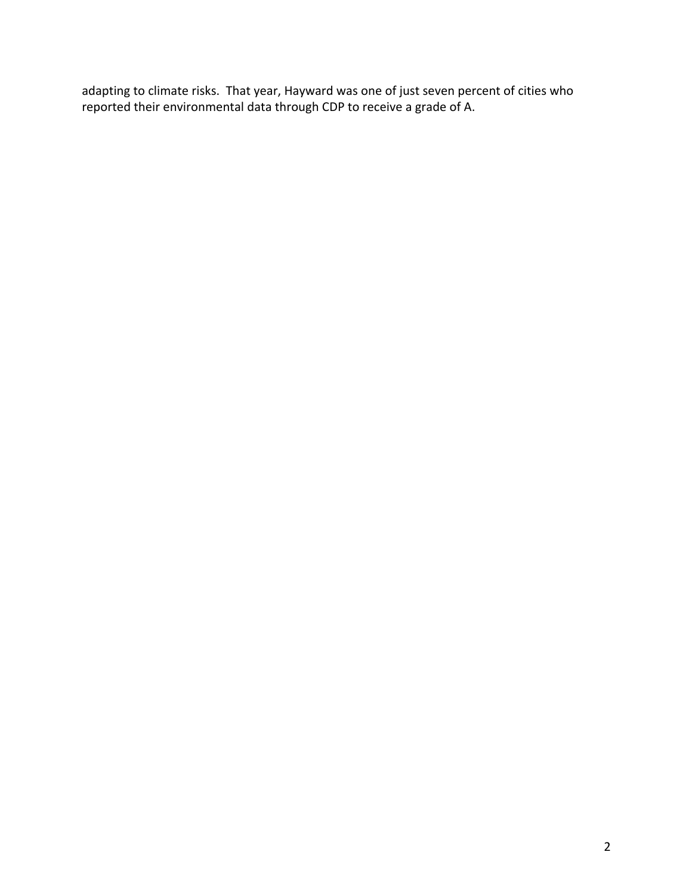adapting to climate risks. That year, Hayward was one of just seven percent of cities who reported their environmental data through CDP to receive a grade of A.